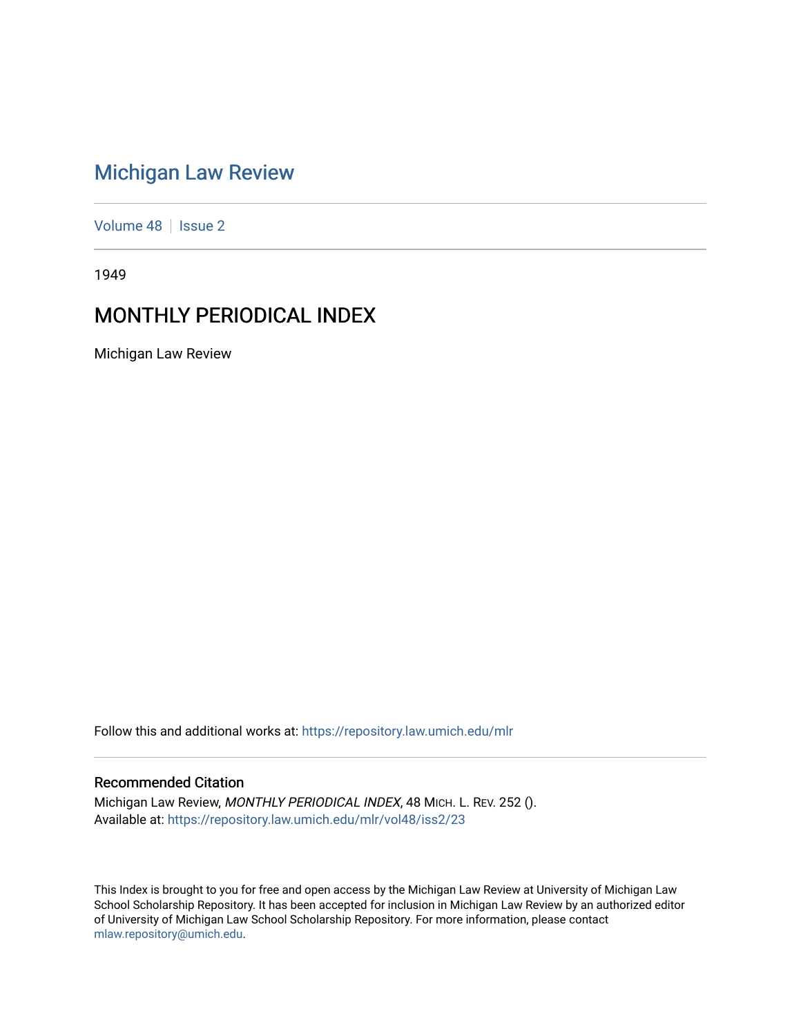# Michigan Law Review

Volume 48 | Issue 2

1949

## MONTHLY PERIODICAL INDEX

Michigan Law Review

Follow this and additional works at: https://repository.law.umich.edu/mlr

### Recommended Citation

Michigan Law Review, *MONTHLY PERIODICAL INDEX*, 48 MICH. L. REV. 252 ().
Available at: https://repository.law.umich.edu/mlr/vol48/iss2/23

This Index is brought to you for free and open access by the Michigan Law Review at University of Michigan Law School Scholarship Repository. It has been accepted for inclusion in Michigan Law Review by an authorized editor of University of Michigan Law School Scholarship Repository. For more information, please contact mlaw.repository@umich.edu.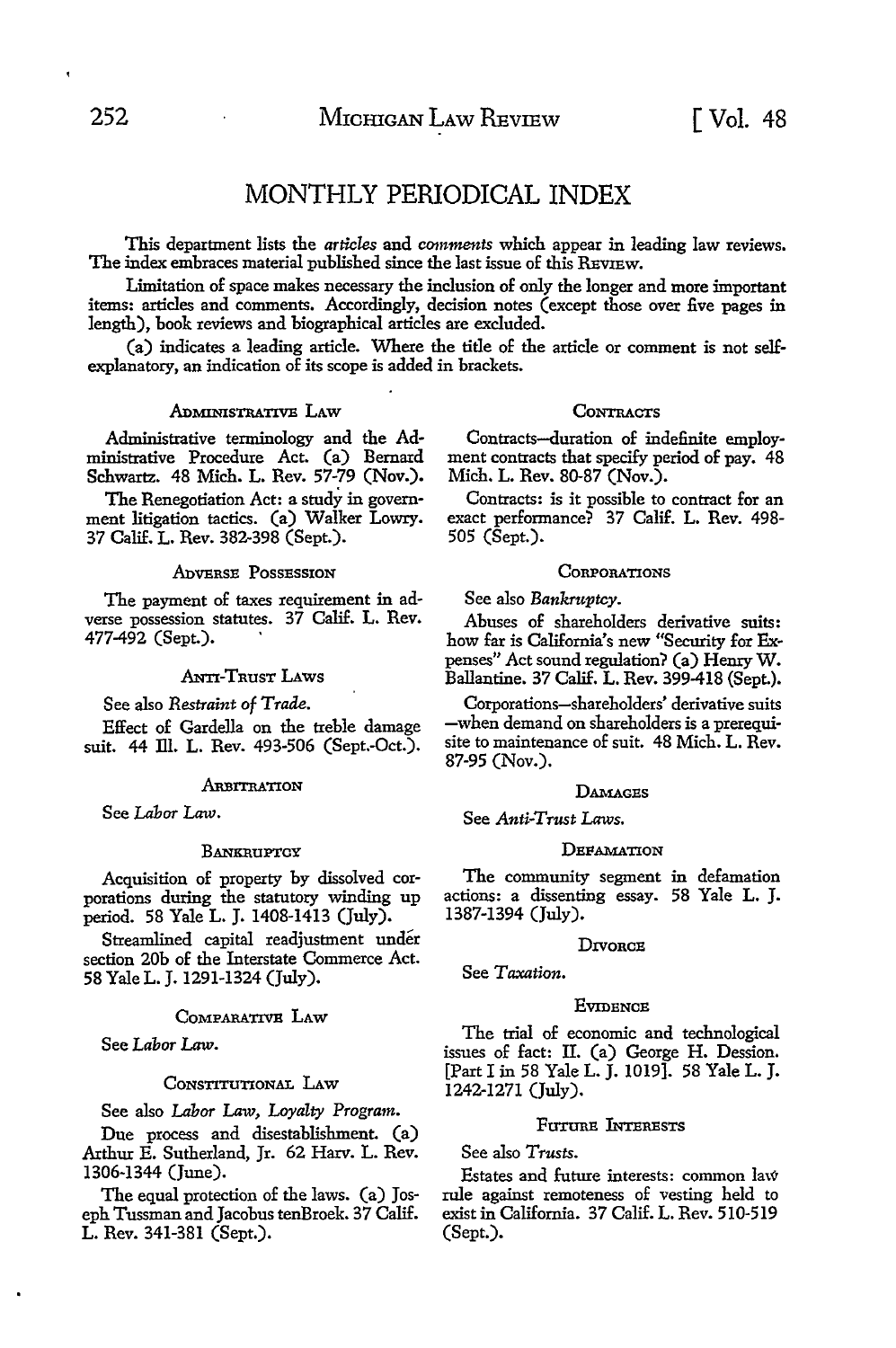# MONTHLY PERIODICAL INDEX

This department lists the *articles* and *comments* which appear in leading law reviews. The index embraces material published since the last issue of this REVIEW.

Limitation of space makes necessary the inclusion of only the longer and more important items: articles and comments. Accordingly, decision notes (except those over five pages in length), book reviews and biographical articles are excluded.

(a) indicates a leading article. Where the title of the article or comment is not self-explanatory, an indication of its scope is added in brackets.

### ADMINISTRATIVE LAW

Administrative terminology and the Administrative Procedure Act. (a) Bernard Schwartz. 48 Mich. L. Rev. 57-79 (Nov.).

The Renegotiation Act: a study in government litigation tactics. (a) Walker Lowry. 37 Calif. L. Rev. 382-398 (Sept.).

### ADVERSE POSSESSION

The payment of taxes requirement in adverse possession statutes. 37 Calif. L. Rev. 477-492 (Sept.).

### ANTI-TRUST LAWS

See also *Restraint of Trade.*

Effect of Gardella on the treble damage suit. 44 Ill. L. Rev. 493-506 (Sept.-Oct.).

### ARBITRATION

See *Labor Law.*

### BANKRUPTCY

Acquisition of property by dissolved corporations during the statutory winding up period. 58 Yale L. J. 1408-1413 (July).

Streamlined capital readjustment under section 20b of the Interstate Commerce Act. 58 Yale L. J. 1291-1324 (July).

### COMPARATIVE LAW

See *Labor Law.*

### CONSTITUTIONAL LAW

See also *Labor Law, Loyalty Program.*

Due process and disestablishment. (a) Arthur E. Sutherland, Jr. 62 Harv. L. Rev. 1306-1344 (June).

The equal protection of the laws. (a) Joseph Tussman and Jacobus tenBroek. 37 Calif. L. Rev. 341-381 (Sept.).

### CONTRACTS

Contracts—duration of indefinite employment contracts that specify period of pay. 48 Mich. L. Rev. 80-87 (Nov.).

Contracts: is it possible to contract for an exact performance? 37 Calif. L. Rev. 498-505 (Sept.).

### CORPORATIONS

See also *Bankruptcy.*

Abuses of shareholders derivative suits: how far is California's new "Security for Expenses" Act sound regulation? (a) Henry W. Ballantine. 37 Calif. L. Rev. 399-418 (Sept.).

Corporations—shareholders' derivative suits—when demand on shareholders is a prerequisite to maintenance of suit. 48 Mich. L. Rev. 87-95 (Nov.).

### DAMAGES

See *Anti-Trust Laws.*

### DEFAMATION

The community segment in defamation actions: a dissenting essay. 58 Yale L. J. 1387-1394 (July).

### DIVORCE

See *Taxation.*

### EVIDENCE

The trial of economic and technological issues of fact: II. (a) George H. Dession. [Part I in 58 Yale L. J. 1019]. 58 Yale L. J. 1242-1271 (July).

### FUTURE INTERESTS

See also *Trusts.*

Estates and future interests: common law rule against remoteness of vesting held to exist in California. 37 Calif. L. Rev. 510-519 (Sept.).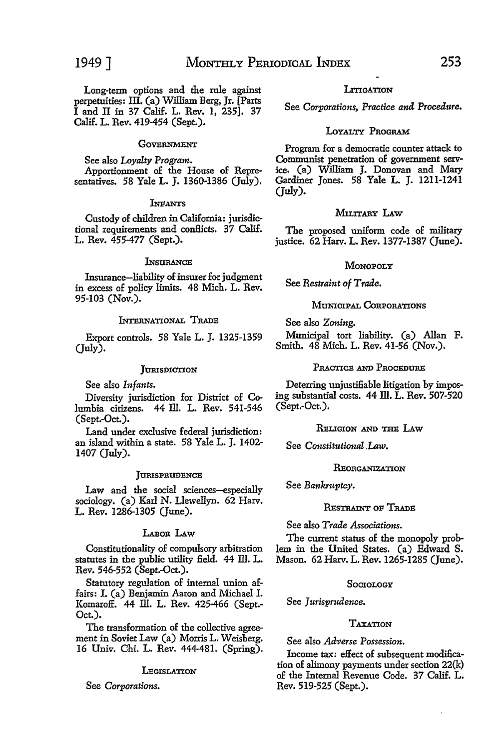Long-term options and the rule against perpetuities: III. (a) William Berg, Jr. [Parts I and II in 37 Calif. L. Rev. 1, 235]. 37 Calif. L. Rev. 419-454 (Sept.).

### GOVERNMENT

See also *Loyalty Program.*

Apportionment of the House of Representatives. 58 Yale L. J. 1360-1386 (July).

### INFANTS

Custody of children in California: jurisdictional requirements and conflicts. 37 Calif. L. Rev. 455-477 (Sept.).

### INSURANCE

Insurance—liability of insurer for judgment in excess of policy limits. 48 Mich. L. Rev. 95-103 (Nov.).

### INTERNATIONAL TRADE

Export controls. 58 Yale L. J. 1325-1359 (July).

### JURISDICTION

See also *Infants.*

Diversity jurisdiction for District of Columbia citizens. 44 Ill. L. Rev. 541-546 (Sept.-Oct.).

Land under exclusive federal jurisdiction: an island within a state. 58 Yale L. J. 1402-1407 (July).

### JURISPRUDENCE

Law and the social sciences—especially sociology. (a) Karl N. Llewellyn. 62 Harv. L. Rev. 1286-1305 (June).

### LABOR LAW

Constitutionality of compulsory arbitration statutes in the public utility field. 44 Ill. L. Rev. 546-552 (Sept.-Oct.).

Statutory regulation of internal union affairs: I. (a) Benjamin Aaron and Michael I. Komaroff. 44 Ill. L. Rev. 425-466 (Sept.-Oct.).

The transformation of the collective agreement in Soviet Law (a) Morris L. Weisberg. 16 Univ. Chi. L. Rev. 444-481. (Spring).

### LEGISLATION

See *Corporations.*

### LITIGATION

See *Corporations, Practice and Procedure.*

### LOYALTY PROGRAM

Program for a democratic counter attack to Communist penetration of government service. (a) William J. Donovan and Mary Gardiner Jones. 58 Yale L. J. 1211-1241 (July).

### MILITARY LAW

The proposed uniform code of military justice. 62 Harv. L. Rev. 1377-1387 (June).

### MONOPOLY

See *Restraint of Trade.*

### MUNICIPAL CORPORATIONS

See also *Zoning.*

Municipal tort liability. (a) Allan F. Smith. 48 Mich. L. Rev. 41-56 (Nov.).

### PRACTICE AND PROCEDURE

Deterring unjustifiable litigation by imposing substantial costs. 44 Ill. L. Rev. 507-520 (Sept.-Oct.).

### RELIGION AND THE LAW

See *Constitutional Law.*

### REORGANIZATION

See *Bankruptcy.*

### RESTRAINT OF TRADE

See also *Trade Associations.*

The current status of the monopoly problem in the United States. (a) Edward S. Mason. 62 Harv. L. Rev. 1265-1285 (June).

### SOCIOLOGY

See *Jurisprudence.*

### TAXATION

See also *Adverse Possession.*

Income tax: effect of subsequent modification of alimony payments under section 22(k) of the Internal Revenue Code. 37 Calif. L. Rev. 519-525 (Sept.).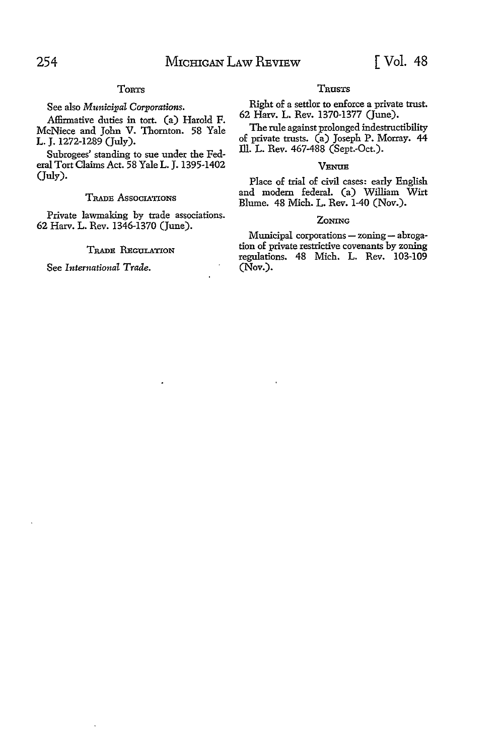### Torts

See also *Municipal Corporations*.

Affirmative duties in tort. (a) Harold F. McNiece and John V. Thornton. 58 Yale L. J. 1272-1289 (July).

Subrogees' standing to sue under the Federal Tort Claims Act. 58 Yale L. J. 1395-1402 (July).

### Trade Associations

Private lawmaking by trade associations. 62 Harv. L. Rev. 1346-1370 (June).

### Trade Regulation

See *International Trade*.

### Trusts

Right of a settlor to enforce a private trust. 62 Harv. L. Rev. 1370-1377 (June).

The rule against prolonged indestructibility of private trusts. (a) Joseph P. Morray. 44 Ill. L. Rev. 467-488 (Sept.-Oct.).

### Venue

Place of trial of civil cases: early English and modern federal. (a) William Wirt Blume. 48 Mich. L. Rev. 1-40 (Nov.).

### Zoning

Municipal corporations — zoning — abrogation of private restrictive covenants by zoning regulations. 48 Mich. L. Rev. 103-109 (Nov.).